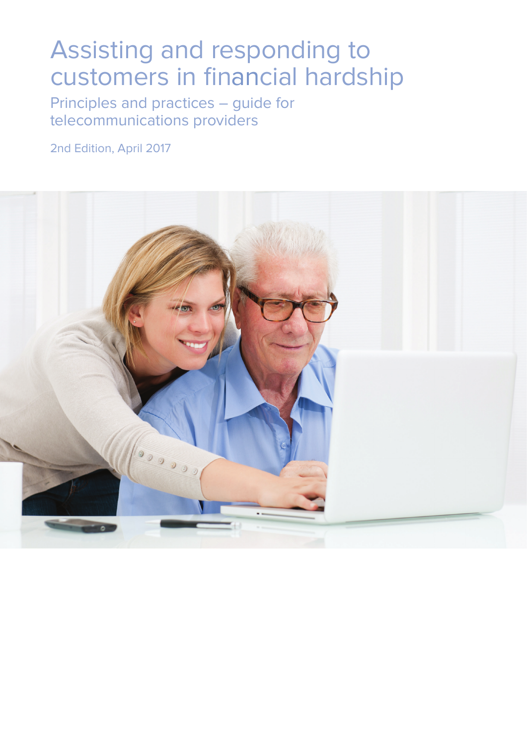# Assisting and responding to customers in financial hardship

## Principles and practices – guide for telecommunications providers

2nd Edition, April 2017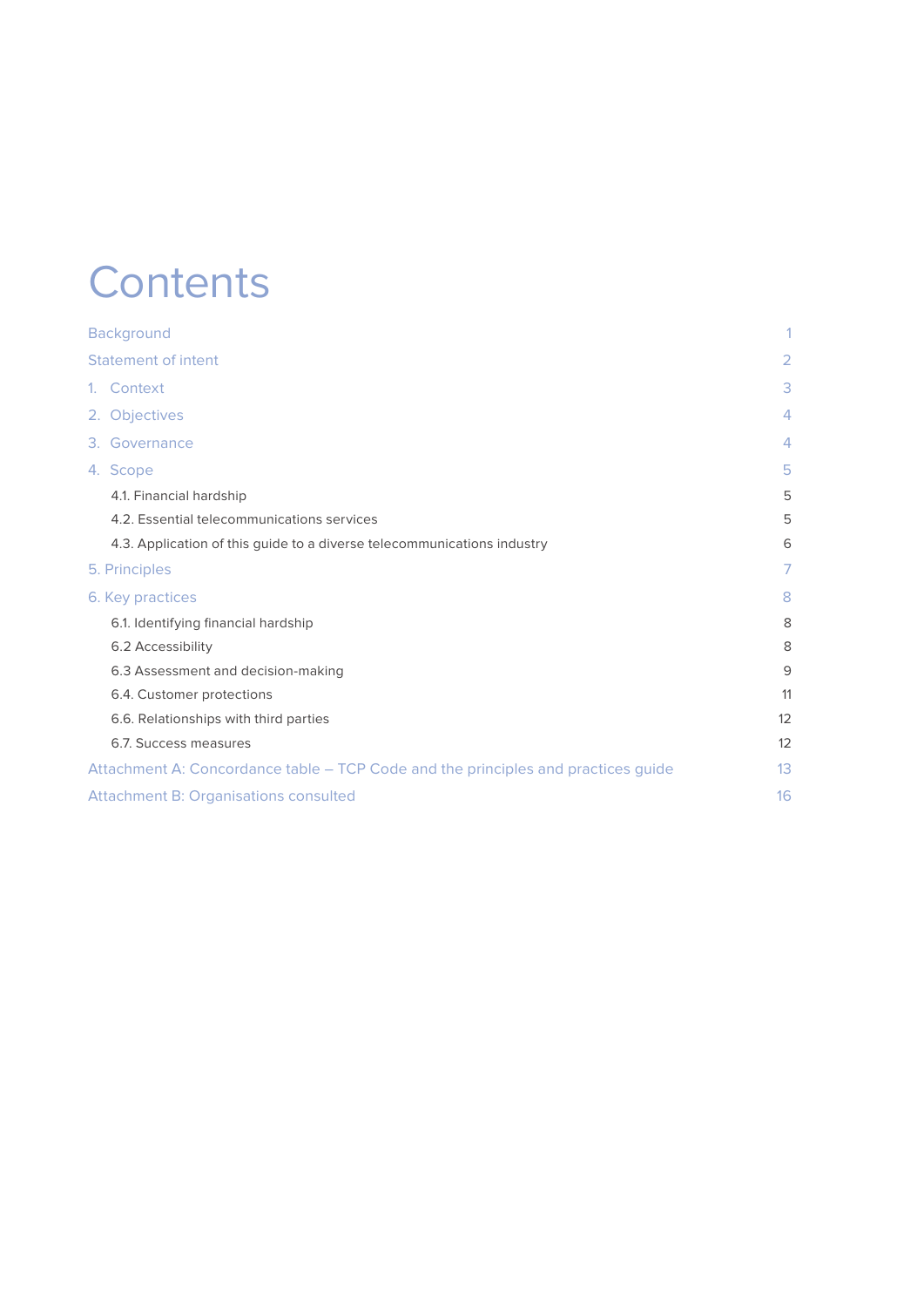# Contents

| | |
|---|---|
| Background | 1 |
| Statement of intent | 2 |
| 1. Context | 3 |
| 2. Objectives | 4 |
| 3. Governance | 4 |
| 4. Scope | 5 |
| 4.1. Financial hardship | 5 |
| 4.2. Essential telecommunications services | 5 |
| 4.3. Application of this guide to a diverse telecommunications industry | 6 |
| 5. Principles | 7 |
| 6. Key practices | 8 |
| 6.1. Identifying financial hardship | 8 |
| 6.2 Accessibility | 8 |
| 6.3 Assessment and decision-making | 9 |
| 6.4. Customer protections | 11 |
| 6.6. Relationships with third parties | 12 |
| 6.7. Success measures | 12 |
| Attachment A: Concordance table – TCP Code and the principles and practices guide | 13 |
| Attachment B: Organisations consulted | 16 |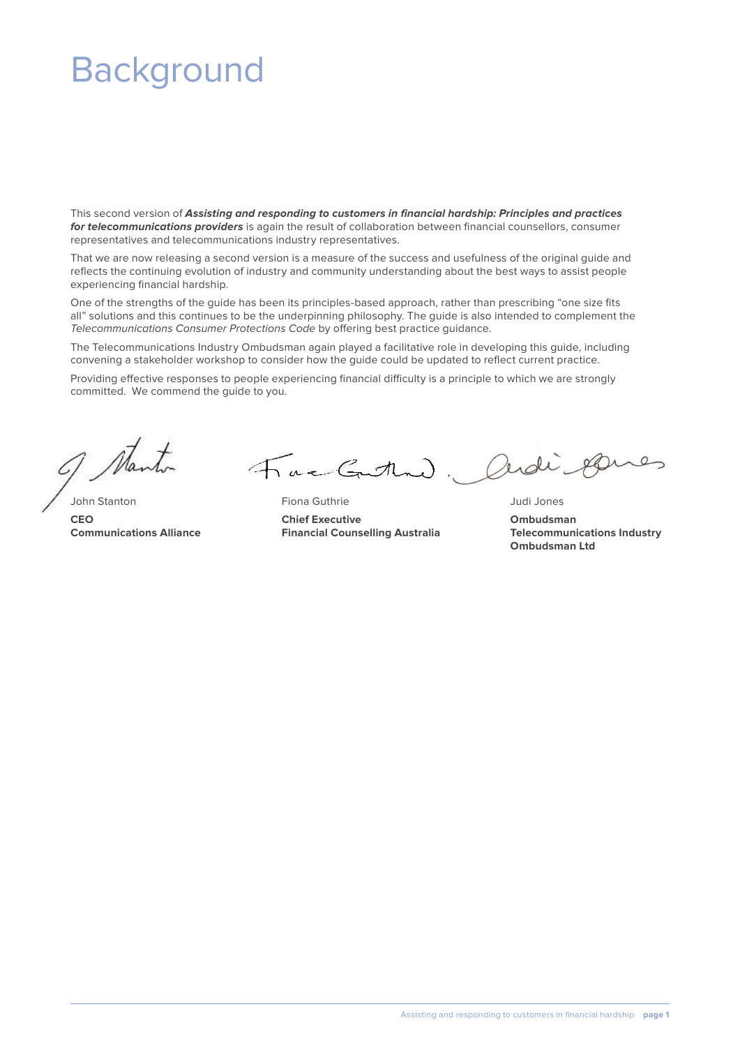# Background

This second version of ***Assisting and responding to customers in financial hardship: Principles and practices for telecommunications providers*** is again the result of collaboration between financial counsellors, consumer representatives and telecommunications industry representatives.

That we are now releasing a second version is a measure of the success and usefulness of the original guide and reflects the continuing evolution of industry and community understanding about the best ways to assist people experiencing financial hardship.

One of the strengths of the guide has been its principles-based approach, rather than prescribing "one size fits all" solutions and this continues to be the underpinning philosophy. The guide is also intended to complement the *Telecommunications Consumer Protections Code* by offering best practice guidance.

The Telecommunications Industry Ombudsman again played a facilitative role in developing this guide, including convening a stakeholder workshop to consider how the guide could be updated to reflect current practice.

Providing effective responses to people experiencing financial difficulty is a principle to which we are strongly committed. We commend the guide to you.

John Stanton
**CEO**
**Communications Alliance**

Fiona Guthrie
**Chief Executive**
**Financial Counselling Australia**

Judi Jones
**Ombudsman**
**Telecommunications Industry Ombudsman Ltd**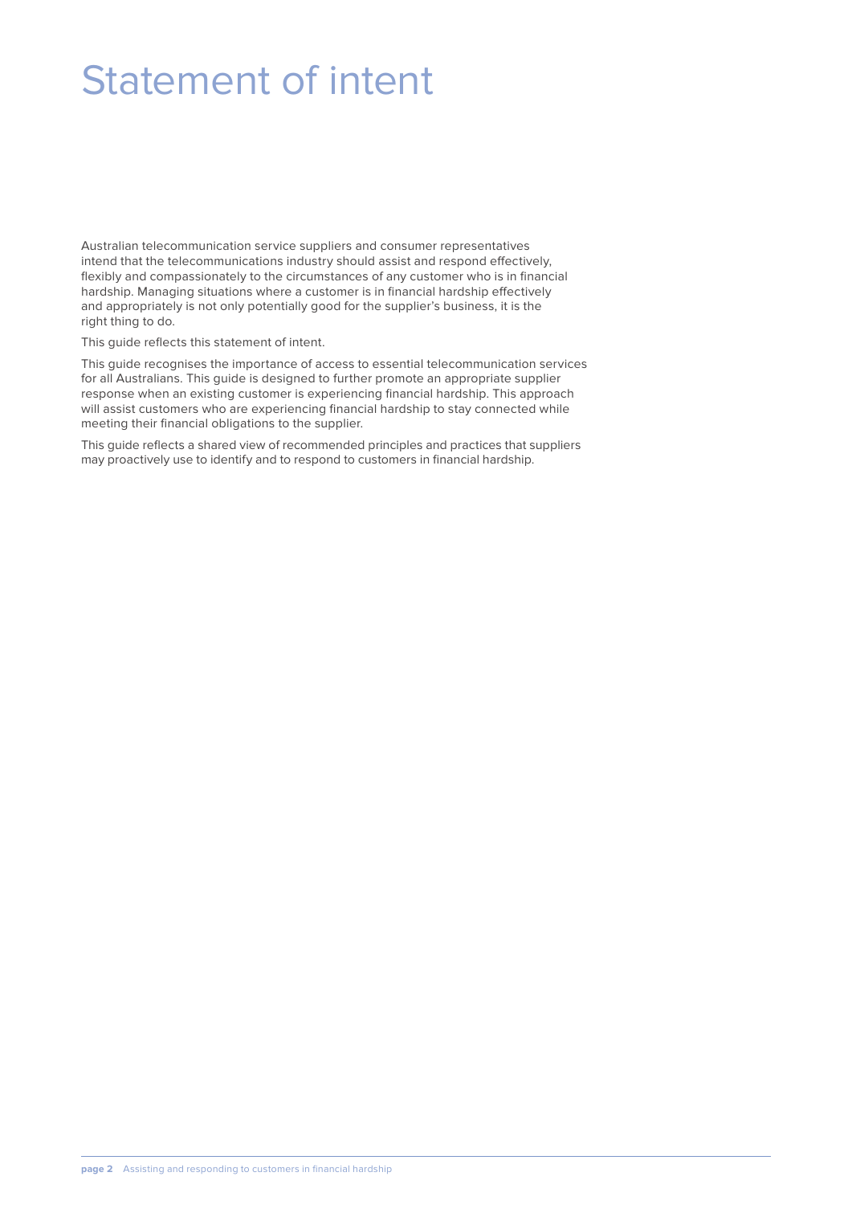# Statement of intent

Australian telecommunication service suppliers and consumer representatives intend that the telecommunications industry should assist and respond effectively, flexibly and compassionately to the circumstances of any customer who is in financial hardship. Managing situations where a customer is in financial hardship effectively and appropriately is not only potentially good for the supplier's business, it is the right thing to do.

This guide reflects this statement of intent.

This guide recognises the importance of access to essential telecommunication services for all Australians. This guide is designed to further promote an appropriate supplier response when an existing customer is experiencing financial hardship. This approach will assist customers who are experiencing financial hardship to stay connected while meeting their financial obligations to the supplier.

This guide reflects a shared view of recommended principles and practices that suppliers may proactively use to identify and to respond to customers in financial hardship.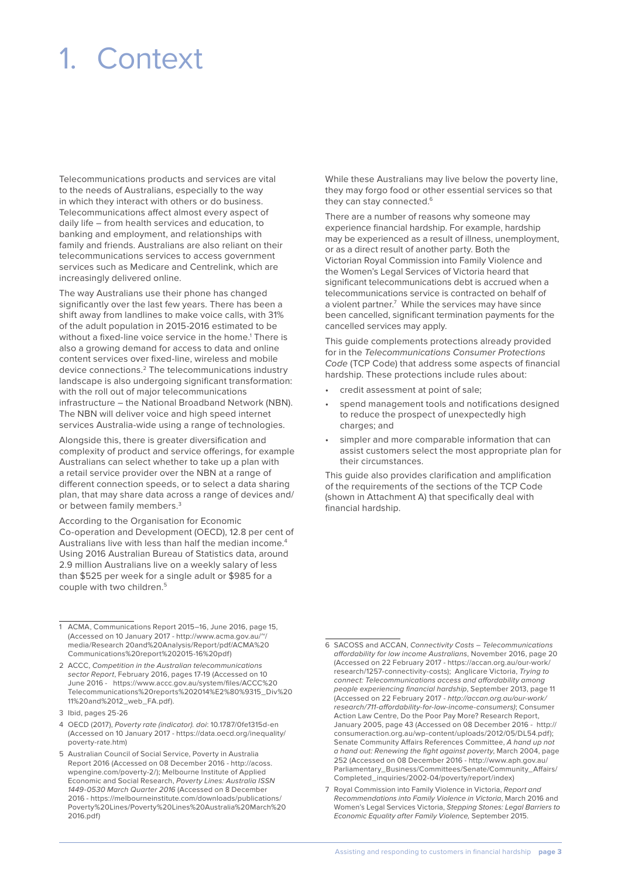# 1. Context

Telecommunications products and services are vital to the needs of Australians, especially to the way in which they interact with others or do business. Telecommunications affect almost every aspect of daily life – from health services and education, to banking and employment, and relationships with family and friends. Australians are also reliant on their telecommunications services to access government services such as Medicare and Centrelink, which are increasingly delivered online.

The way Australians use their phone has changed significantly over the last few years. There has been a shift away from landlines to make voice calls, with 31% of the adult population in 2015-2016 estimated to be without a fixed-line voice service in the home.[1] There is also a growing demand for access to data and online content services over fixed-line, wireless and mobile device connections.[2] The telecommunications industry landscape is also undergoing significant transformation: with the roll out of major telecommunications infrastructure – the National Broadband Network (NBN). The NBN will deliver voice and high speed internet services Australia-wide using a range of technologies.

Alongside this, there is greater diversification and complexity of product and service offerings, for example Australians can select whether to take up a plan with a retail service provider over the NBN at a range of different connection speeds, or to select a data sharing plan, that may share data across a range of devices and/or between family members.[3]

According to the Organisation for Economic Co-operation and Development (OECD), 12.8 per cent of Australians live with less than half the median income.[4] Using 2016 Australian Bureau of Statistics data, around 2.9 million Australians live on a weekly salary of less than $525 per week for a single adult or $985 for a couple with two children.[5]

While these Australians may live below the poverty line, they may forgo food or other essential services so that they can stay connected.[6]

There are a number of reasons why someone may experience financial hardship. For example, hardship may be experienced as a result of illness, unemployment, or as a direct result of another party. Both the Victorian Royal Commission into Family Violence and the Women's Legal Services of Victoria heard that significant telecommunications debt is accrued when a telecommunications service is contracted on behalf of a violent partner.[7] While the services may have since been cancelled, significant termination payments for the cancelled services may apply.

This guide complements protections already provided for in the *Telecommunications Consumer Protections Code* (TCP Code) that address some aspects of financial hardship. These protections include rules about:

- credit assessment at point of sale;
- spend management tools and notifications designed to reduce the prospect of unexpectedly high charges; and
- simpler and more comparable information that can assist customers select the most appropriate plan for their circumstances.

This guide also provides clarification and amplification of the requirements of the sections of the TCP Code (shown in Attachment A) that specifically deal with financial hardship.

---

1 ACMA, Communications Report 2015–16, June 2016, page 15, (Accessed on 10 January 2017 - http://www.acma.gov.au/~/media/Research 20and%20Analysis/Report/pdf/ACMA%20 Communications%20report%202015-16%20pdf)

2 ACCC, *Competition in the Australian telecommunications sector Report*, February 2016, pages 17-19 (Accessed on 10 June 2016 - https://www.accc.gov.au/system/files/ACCC%20 Telecommunications%20reports%202014%E2%80%9315_Div%20 11%20and%2012_web_FA.pdf).

3 Ibid, pages 25-26

4 OECD (2017), *Poverty rate (indicator). doi*: 10.1787/0fe1315d-en (Accessed on 10 January 2017 - https://data.oecd.org/inequality/poverty-rate.htm)

5 Australian Council of Social Service, Poverty in Australia Report 2016 (Accessed on 08 December 2016 - http://acoss.wpengine.com/poverty-2/); Melbourne Institute of Applied Economic and Social Research, *Poverty Lines: Australia ISSN 1449-0530 March Quarter 2016* (Accessed on 8 December 2016 - https://melbourneinstitute.com/downloads/publications/Poverty%20Lines/Poverty%20Lines%20Australia%20March%20 2016.pdf)

6 SACOSS and ACCAN, *Connectivity Costs – Telecommunications affordability for low income Australians*, November 2016, page 20 (Accessed on 22 February 2017 - https://accan.org.au/our-work/research/1257-connectivity-costs); Anglicare Victoria, *Trying to connect: Telecommunications access and affordability among people experiencing financial hardship*, September 2013, page 11 (Accessed on 22 February 2017 - *http://accan.org.au/our-work/research/711-affordability-for-low-income-consumers)*; Consumer Action Law Centre, Do the Poor Pay More? Research Report, January 2005, page 43 (Accessed on 08 December 2016 - http://consumeraction.org.au/wp-content/uploads/2012/05/DL54.pdf); Senate Community Affairs References Committee, *A hand up not a hand out: Renewing the fight against poverty*, March 2004, page 252 (Accessed on 08 December 2016 - http://www.aph.gov.au/Parliamentary_Business/Committees/Senate/Community_Affairs/Completed_inquiries/2002-04/poverty/report/index)

7 Royal Commission into Family Violence in Victoria, *Report and Recommendations into Family Violence in Victoria*, March 2016 and Women's Legal Services Victoria, *Stepping Stones: Legal Barriers to Economic Equality after Family Violence,* September 2015.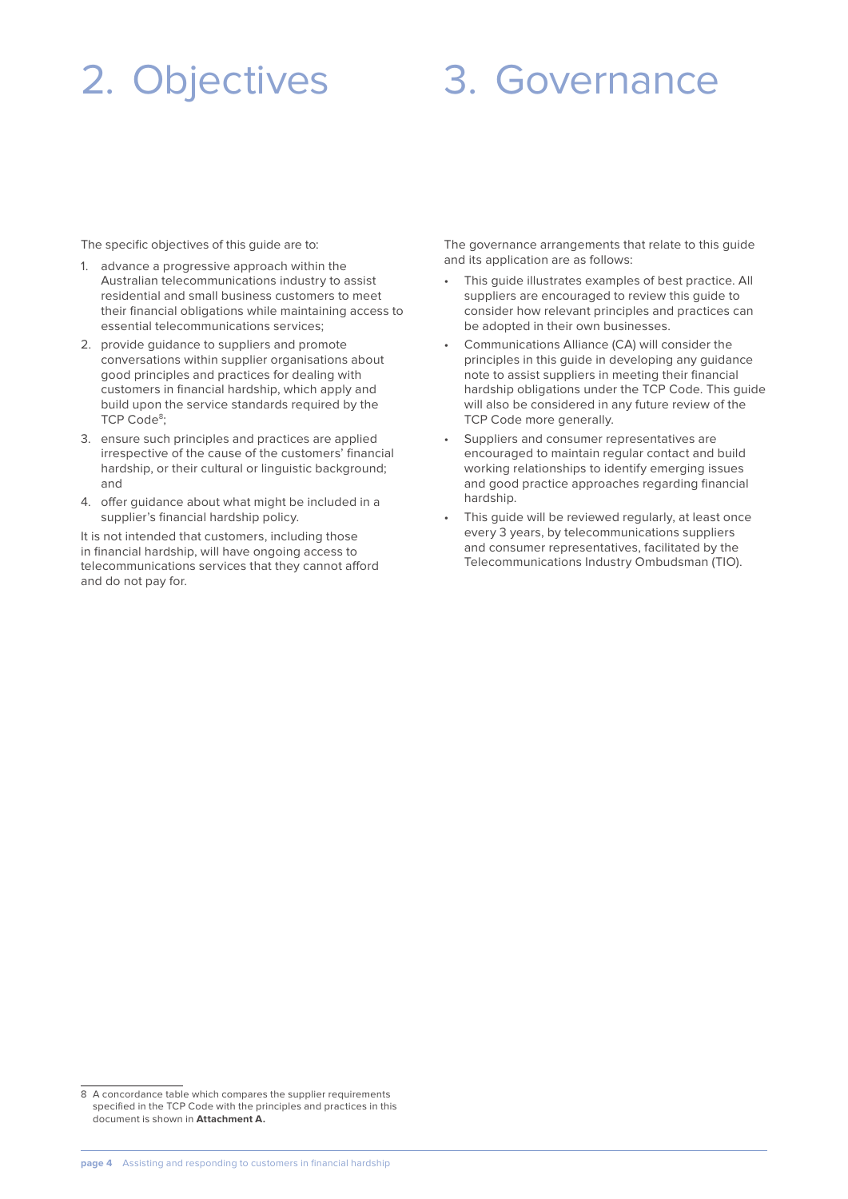# 2. Objectives

The specific objectives of this guide are to:

1. advance a progressive approach within the Australian telecommunications industry to assist residential and small business customers to meet their financial obligations while maintaining access to essential telecommunications services;
2. provide guidance to suppliers and promote conversations within supplier organisations about good principles and practices for dealing with customers in financial hardship, which apply and build upon the service standards required by the TCP Code[8];
3. ensure such principles and practices are applied irrespective of the cause of the customers' financial hardship, or their cultural or linguistic background; and
4. offer guidance about what might be included in a supplier's financial hardship policy.

It is not intended that customers, including those in financial hardship, will have ongoing access to telecommunications services that they cannot afford and do not pay for.

# 3. Governance

The governance arrangements that relate to this guide and its application are as follows:

- This guide illustrates examples of best practice. All suppliers are encouraged to review this guide to consider how relevant principles and practices can be adopted in their own businesses.
- Communications Alliance (CA) will consider the principles in this guide in developing any guidance note to assist suppliers in meeting their financial hardship obligations under the TCP Code. This guide will also be considered in any future review of the TCP Code more generally.
- Suppliers and consumer representatives are encouraged to maintain regular contact and build working relationships to identify emerging issues and good practice approaches regarding financial hardship.
- This guide will be reviewed regularly, at least once every 3 years, by telecommunications suppliers and consumer representatives, facilitated by the Telecommunications Industry Ombudsman (TIO).

---

8 A concordance table which compares the supplier requirements specified in the TCP Code with the principles and practices in this document is shown in **Attachment A.**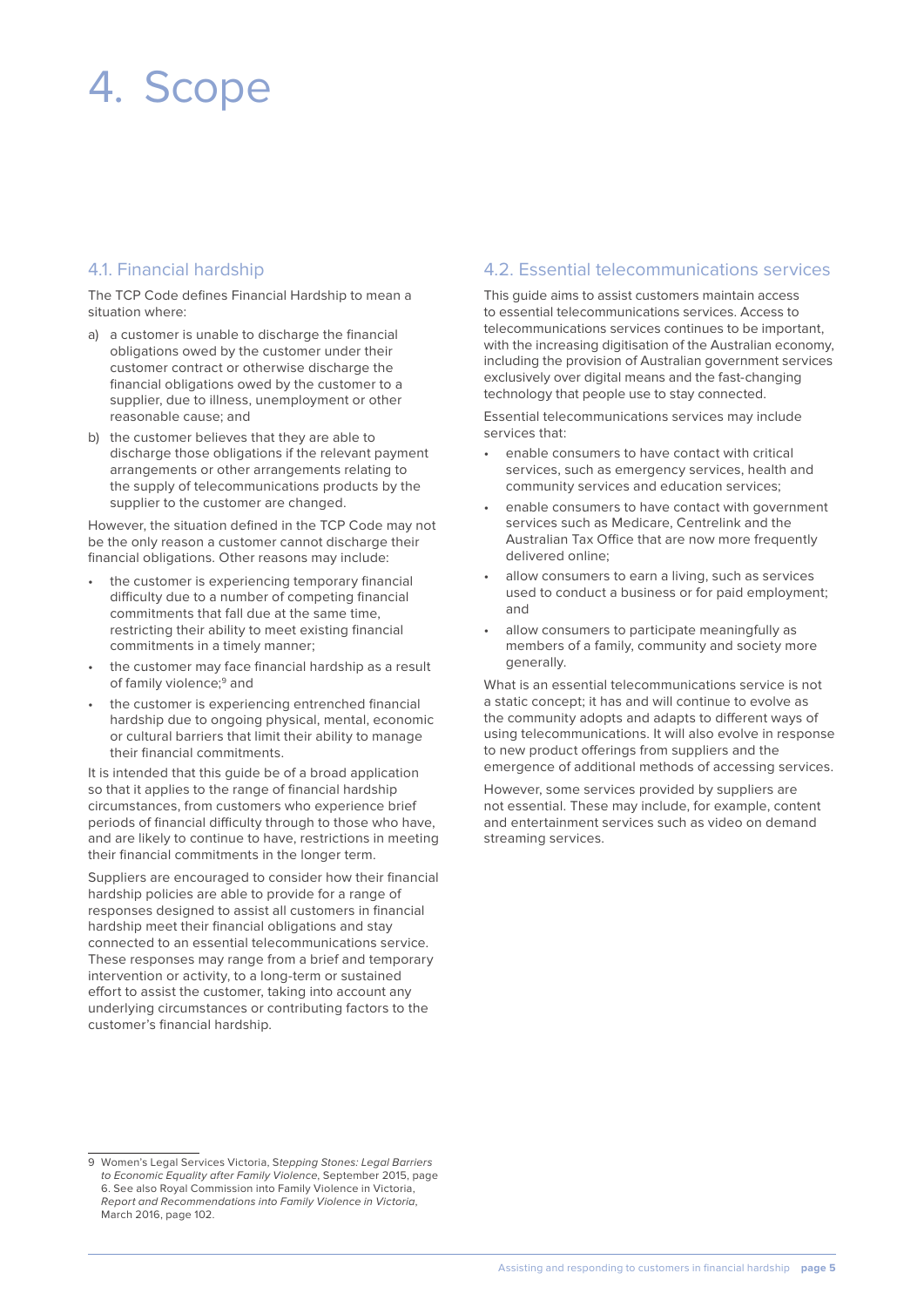# 4. Scope

## 4.1. Financial hardship

The TCP Code defines Financial Hardship to mean a situation where:

a) a customer is unable to discharge the financial obligations owed by the customer under their customer contract or otherwise discharge the financial obligations owed by the customer to a supplier, due to illness, unemployment or other reasonable cause; and

b) the customer believes that they are able to discharge those obligations if the relevant payment arrangements or other arrangements relating to the supply of telecommunications products by the supplier to the customer are changed.

However, the situation defined in the TCP Code may not be the only reason a customer cannot discharge their financial obligations. Other reasons may include:

- the customer is experiencing temporary financial difficulty due to a number of competing financial commitments that fall due at the same time, restricting their ability to meet existing financial commitments in a timely manner;
- the customer may face financial hardship as a result of family violence;[9] and
- the customer is experiencing entrenched financial hardship due to ongoing physical, mental, economic or cultural barriers that limit their ability to manage their financial commitments.

It is intended that this guide be of a broad application so that it applies to the range of financial hardship circumstances, from customers who experience brief periods of financial difficulty through to those who have, and are likely to continue to have, restrictions in meeting their financial commitments in the longer term.

Suppliers are encouraged to consider how their financial hardship policies are able to provide for a range of responses designed to assist all customers in financial hardship meet their financial obligations and stay connected to an essential telecommunications service. These responses may range from a brief and temporary intervention or activity, to a long-term or sustained effort to assist the customer, taking into account any underlying circumstances or contributing factors to the customer's financial hardship.

## 4.2. Essential telecommunications services

This guide aims to assist customers maintain access to essential telecommunications services. Access to telecommunications services continues to be important, with the increasing digitisation of the Australian economy, including the provision of Australian government services exclusively over digital means and the fast-changing technology that people use to stay connected.

Essential telecommunications services may include services that:

- enable consumers to have contact with critical services, such as emergency services, health and community services and education services;
- enable consumers to have contact with government services such as Medicare, Centrelink and the Australian Tax Office that are now more frequently delivered online;
- allow consumers to earn a living, such as services used to conduct a business or for paid employment; and
- allow consumers to participate meaningfully as members of a family, community and society more generally.

What is an essential telecommunications service is not a static concept; it has and will continue to evolve as the community adopts and adapts to different ways of using telecommunications. It will also evolve in response to new product offerings from suppliers and the emergence of additional methods of accessing services.

However, some services provided by suppliers are not essential. These may include, for example, content and entertainment services such as video on demand streaming services.

---

9 Women's Legal Services Victoria, *Stepping Stones: Legal Barriers to Economic Equality after Family Violence*, September 2015, page 6. See also Royal Commission into Family Violence in Victoria, *Report and Recommendations into Family Violence in Victoria*, March 2016, page 102.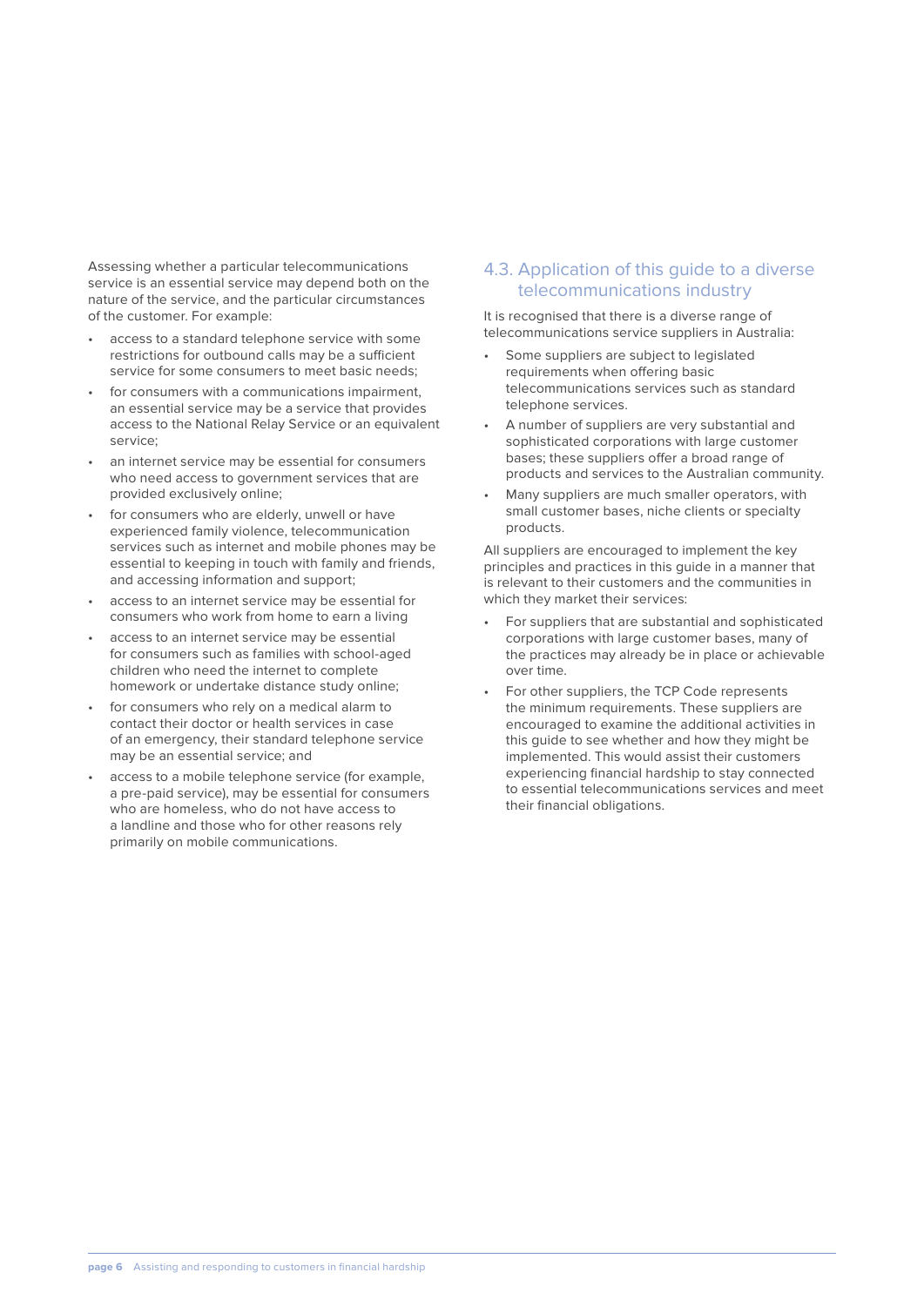Assessing whether a particular telecommunications service is an essential service may depend both on the nature of the service, and the particular circumstances of the customer. For example:

- access to a standard telephone service with some restrictions for outbound calls may be a sufficient service for some consumers to meet basic needs;
- for consumers with a communications impairment, an essential service may be a service that provides access to the National Relay Service or an equivalent service;
- an internet service may be essential for consumers who need access to government services that are provided exclusively online;
- for consumers who are elderly, unwell or have experienced family violence, telecommunication services such as internet and mobile phones may be essential to keeping in touch with family and friends, and accessing information and support;
- access to an internet service may be essential for consumers who work from home to earn a living
- access to an internet service may be essential for consumers such as families with school-aged children who need the internet to complete homework or undertake distance study online;
- for consumers who rely on a medical alarm to contact their doctor or health services in case of an emergency, their standard telephone service may be an essential service; and
- access to a mobile telephone service (for example, a pre-paid service), may be essential for consumers who are homeless, who do not have access to a landline and those who for other reasons rely primarily on mobile communications.

## 4.3. Application of this guide to a diverse telecommunications industry

It is recognised that there is a diverse range of telecommunications service suppliers in Australia:

- Some suppliers are subject to legislated requirements when offering basic telecommunications services such as standard telephone services.
- A number of suppliers are very substantial and sophisticated corporations with large customer bases; these suppliers offer a broad range of products and services to the Australian community.
- Many suppliers are much smaller operators, with small customer bases, niche clients or specialty products.

All suppliers are encouraged to implement the key principles and practices in this guide in a manner that is relevant to their customers and the communities in which they market their services:

- For suppliers that are substantial and sophisticated corporations with large customer bases, many of the practices may already be in place or achievable over time.
- For other suppliers, the TCP Code represents the minimum requirements. These suppliers are encouraged to examine the additional activities in this guide to see whether and how they might be implemented. This would assist their customers experiencing financial hardship to stay connected to essential telecommunications services and meet their financial obligations.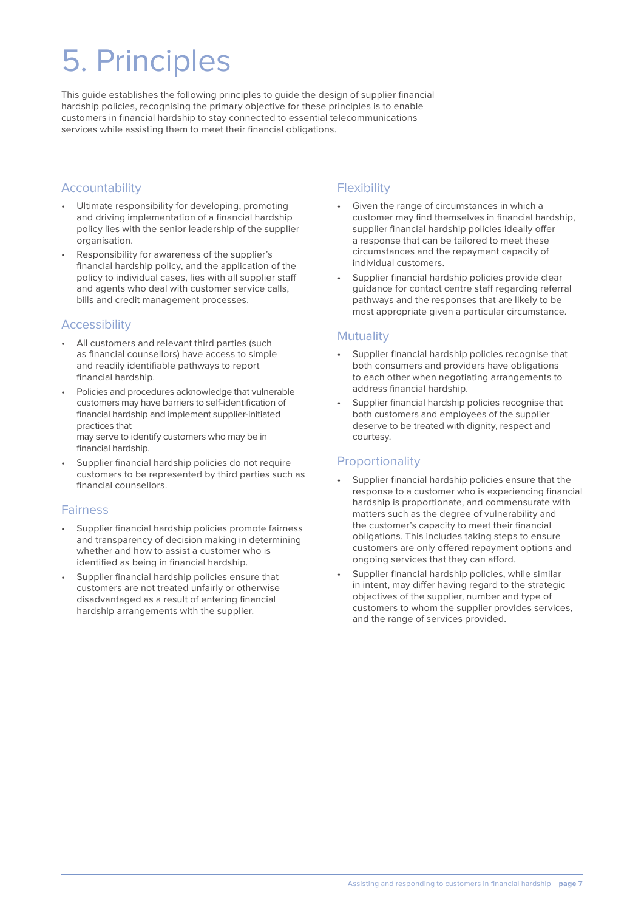# 5. Principles

This guide establishes the following principles to guide the design of supplier financial hardship policies, recognising the primary objective for these principles is to enable customers in financial hardship to stay connected to essential telecommunications services while assisting them to meet their financial obligations.

## Accountability

- Ultimate responsibility for developing, promoting and driving implementation of a financial hardship policy lies with the senior leadership of the supplier organisation.
- Responsibility for awareness of the supplier's financial hardship policy, and the application of the policy to individual cases, lies with all supplier staff and agents who deal with customer service calls, bills and credit management processes.

## Accessibility

- All customers and relevant third parties (such as financial counsellors) have access to simple and readily identifiable pathways to report financial hardship.
- Policies and procedures acknowledge that vulnerable customers may have barriers to self-identification of financial hardship and implement supplier-initiated practices that may serve to identify customers who may be in financial hardship.
- Supplier financial hardship policies do not require customers to be represented by third parties such as financial counsellors.

## Fairness

- Supplier financial hardship policies promote fairness and transparency of decision making in determining whether and how to assist a customer who is identified as being in financial hardship.
- Supplier financial hardship policies ensure that customers are not treated unfairly or otherwise disadvantaged as a result of entering financial hardship arrangements with the supplier.

## Flexibility

- Given the range of circumstances in which a customer may find themselves in financial hardship, supplier financial hardship policies ideally offer a response that can be tailored to meet these circumstances and the repayment capacity of individual customers.
- Supplier financial hardship policies provide clear guidance for contact centre staff regarding referral pathways and the responses that are likely to be most appropriate given a particular circumstance.

## Mutuality

- Supplier financial hardship policies recognise that both consumers and providers have obligations to each other when negotiating arrangements to address financial hardship.
- Supplier financial hardship policies recognise that both customers and employees of the supplier deserve to be treated with dignity, respect and courtesy.

## Proportionality

- Supplier financial hardship policies ensure that the response to a customer who is experiencing financial hardship is proportionate, and commensurate with matters such as the degree of vulnerability and the customer's capacity to meet their financial obligations. This includes taking steps to ensure customers are only offered repayment options and ongoing services that they can afford.
- Supplier financial hardship policies, while similar in intent, may differ having regard to the strategic objectives of the supplier, number and type of customers to whom the supplier provides services, and the range of services provided.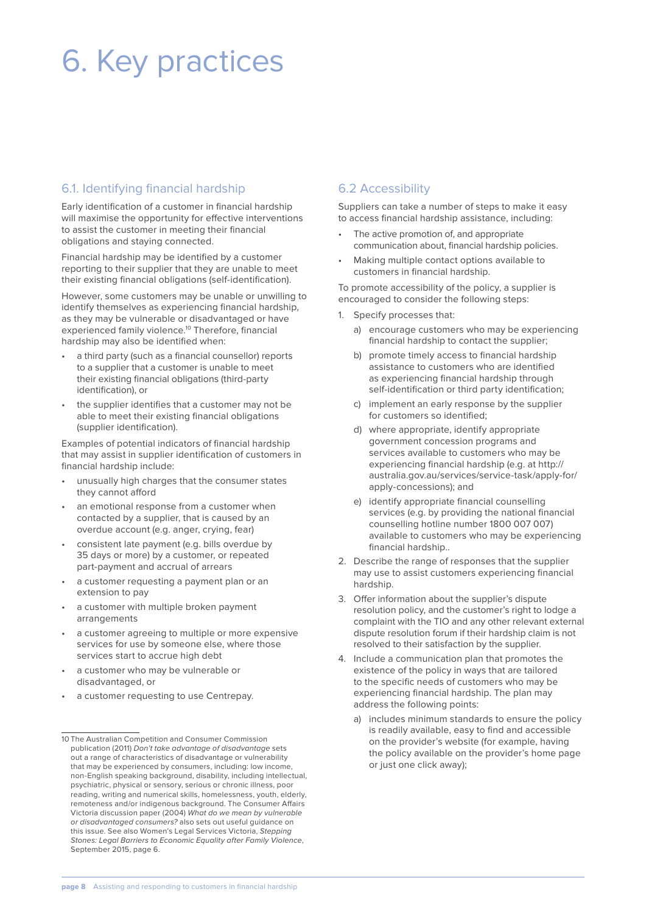# 6. Key practices

## 6.1. Identifying financial hardship

Early identification of a customer in financial hardship will maximise the opportunity for effective interventions to assist the customer in meeting their financial obligations and staying connected.

Financial hardship may be identified by a customer reporting to their supplier that they are unable to meet their existing financial obligations (self-identification).

However, some customers may be unable or unwilling to identify themselves as experiencing financial hardship, as they may be vulnerable or disadvantaged or have experienced family violence.[10] Therefore, financial hardship may also be identified when:

- a third party (such as a financial counsellor) reports to a supplier that a customer is unable to meet their existing financial obligations (third-party identification), or
- the supplier identifies that a customer may not be able to meet their existing financial obligations (supplier identification).

Examples of potential indicators of financial hardship that may assist in supplier identification of customers in financial hardship include:

- unusually high charges that the consumer states they cannot afford
- an emotional response from a customer when contacted by a supplier, that is caused by an overdue account (e.g. anger, crying, fear)
- consistent late payment (e.g. bills overdue by 35 days or more) by a customer, or repeated part-payment and accrual of arrears
- a customer requesting a payment plan or an extension to pay
- a customer with multiple broken payment arrangements
- a customer agreeing to multiple or more expensive services for use by someone else, where those services start to accrue high debt
- a customer who may be vulnerable or disadvantaged, or
- a customer requesting to use Centrepay.

10 The Australian Competition and Consumer Commission publication (2011) *Don't take advantage of disadvantage* sets out a range of characteristics of disadvantage or vulnerability that may be experienced by consumers, including: low income, non-English speaking background, disability, including intellectual, psychiatric, physical or sensory, serious or chronic illness, poor reading, writing and numerical skills, homelessness, youth, elderly, remoteness and/or indigenous background. The Consumer Affairs Victoria discussion paper (2004) *What do we mean by vulnerable or disadvantaged consumers?* also sets out useful guidance on this issue. See also Women's Legal Services Victoria, *Stepping Stones: Legal Barriers to Economic Equality after Family Violence*, September 2015, page 6.

## 6.2 Accessibility

Suppliers can take a number of steps to make it easy to access financial hardship assistance, including:

- The active promotion of, and appropriate communication about, financial hardship policies.
- Making multiple contact options available to customers in financial hardship.

To promote accessibility of the policy, a supplier is encouraged to consider the following steps:

1. Specify processes that:
   a) encourage customers who may be experiencing financial hardship to contact the supplier;
   b) promote timely access to financial hardship assistance to customers who are identified as experiencing financial hardship through self-identification or third party identification;
   c) implement an early response by the supplier for customers so identified;
   d) where appropriate, identify appropriate government concession programs and services available to customers who may be experiencing financial hardship (e.g. at http://australia.gov.au/services/service-task/apply-for/apply-concessions); and
   e) identify appropriate financial counselling services (e.g. by providing the national financial counselling hotline number 1800 007 007) available to customers who may be experiencing financial hardship..
2. Describe the range of responses that the supplier may use to assist customers experiencing financial hardship.
3. Offer information about the supplier's dispute resolution policy, and the customer's right to lodge a complaint with the TIO and any other relevant external dispute resolution forum if their hardship claim is not resolved to their satisfaction by the supplier.
4. Include a communication plan that promotes the existence of the policy in ways that are tailored to the specific needs of customers who may be experiencing financial hardship. The plan may address the following points:
   a) includes minimum standards to ensure the policy is readily available, easy to find and accessible on the provider's website (for example, having the policy available on the provider's home page or just one click away);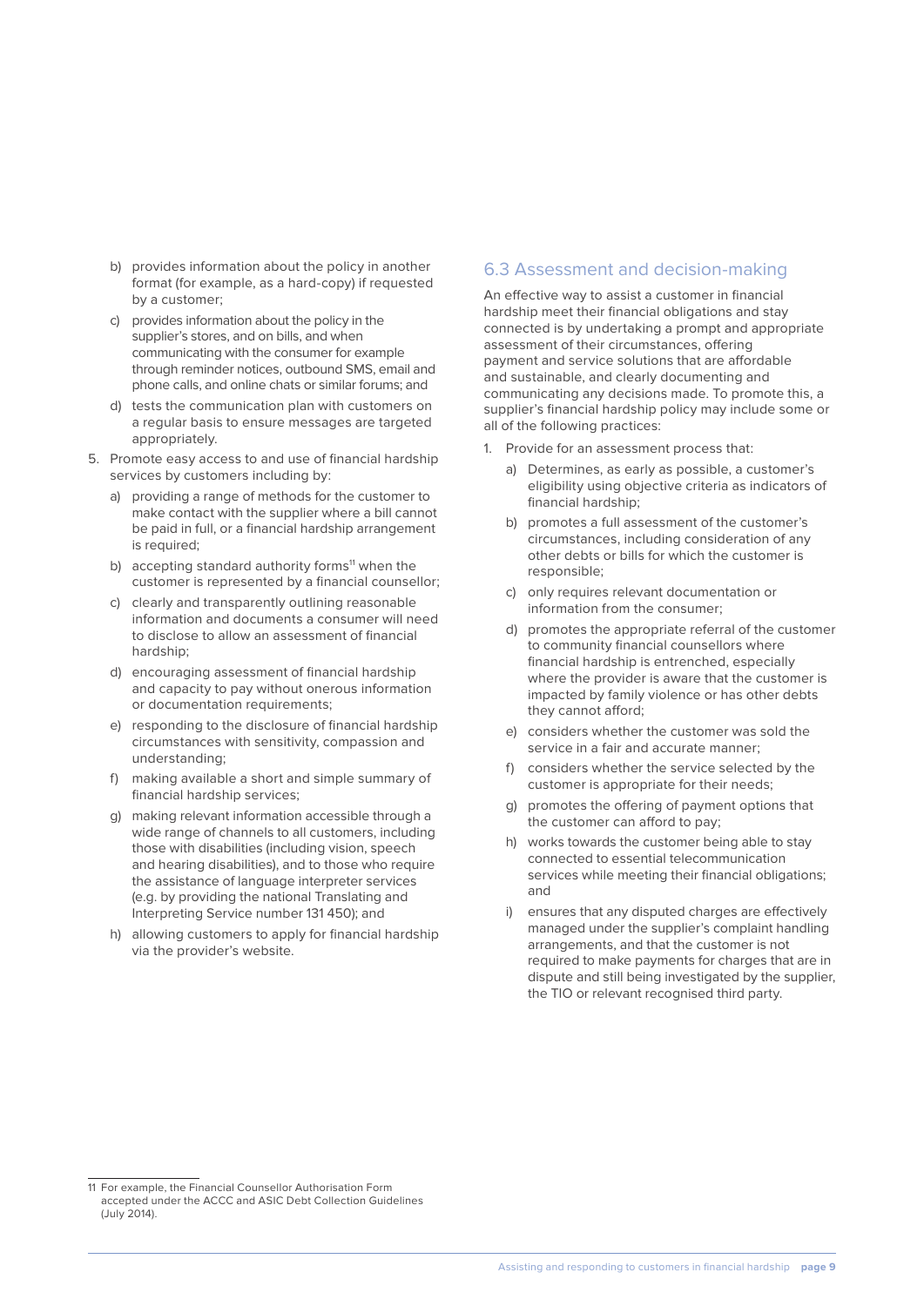b) provides information about the policy in another format (for example, as a hard-copy) if requested by a customer;

c) provides information about the policy in the supplier's stores, and on bills, and when communicating with the consumer for example through reminder notices, outbound SMS, email and phone calls, and online chats or similar forums; and

d) tests the communication plan with customers on a regular basis to ensure messages are targeted appropriately.

5. Promote easy access to and use of financial hardship services by customers including by:

   a) providing a range of methods for the customer to make contact with the supplier where a bill cannot be paid in full, or a financial hardship arrangement is required;

   b) accepting standard authority forms[11] when the customer is represented by a financial counsellor;

   c) clearly and transparently outlining reasonable information and documents a consumer will need to disclose to allow an assessment of financial hardship;

   d) encouraging assessment of financial hardship and capacity to pay without onerous information or documentation requirements;

   e) responding to the disclosure of financial hardship circumstances with sensitivity, compassion and understanding;

   f) making available a short and simple summary of financial hardship services;

   g) making relevant information accessible through a wide range of channels to all customers, including those with disabilities (including vision, speech and hearing disabilities), and to those who require the assistance of language interpreter services (e.g. by providing the national Translating and Interpreting Service number 131 450); and

   h) allowing customers to apply for financial hardship via the provider's website.

## 6.3 Assessment and decision-making

An effective way to assist a customer in financial hardship meet their financial obligations and stay connected is by undertaking a prompt and appropriate assessment of their circumstances, offering payment and service solutions that are affordable and sustainable, and clearly documenting and communicating any decisions made. To promote this, a supplier's financial hardship policy may include some or all of the following practices:

1. Provide for an assessment process that:

   a) Determines, as early as possible, a customer's eligibility using objective criteria as indicators of financial hardship;

   b) promotes a full assessment of the customer's circumstances, including consideration of any other debts or bills for which the customer is responsible;

   c) only requires relevant documentation or information from the consumer;

   d) promotes the appropriate referral of the customer to community financial counsellors where financial hardship is entrenched, especially where the provider is aware that the customer is impacted by family violence or has other debts they cannot afford;

   e) considers whether the customer was sold the service in a fair and accurate manner;

   f) considers whether the service selected by the customer is appropriate for their needs;

   g) promotes the offering of payment options that the customer can afford to pay;

   h) works towards the customer being able to stay connected to essential telecommunication services while meeting their financial obligations; and

   i) ensures that any disputed charges are effectively managed under the supplier's complaint handling arrangements, and that the customer is not required to make payments for charges that are in dispute and still being investigated by the supplier, the TIO or relevant recognised third party.

---

[11] For example, the Financial Counsellor Authorisation Form accepted under the ACCC and ASIC Debt Collection Guidelines (July 2014).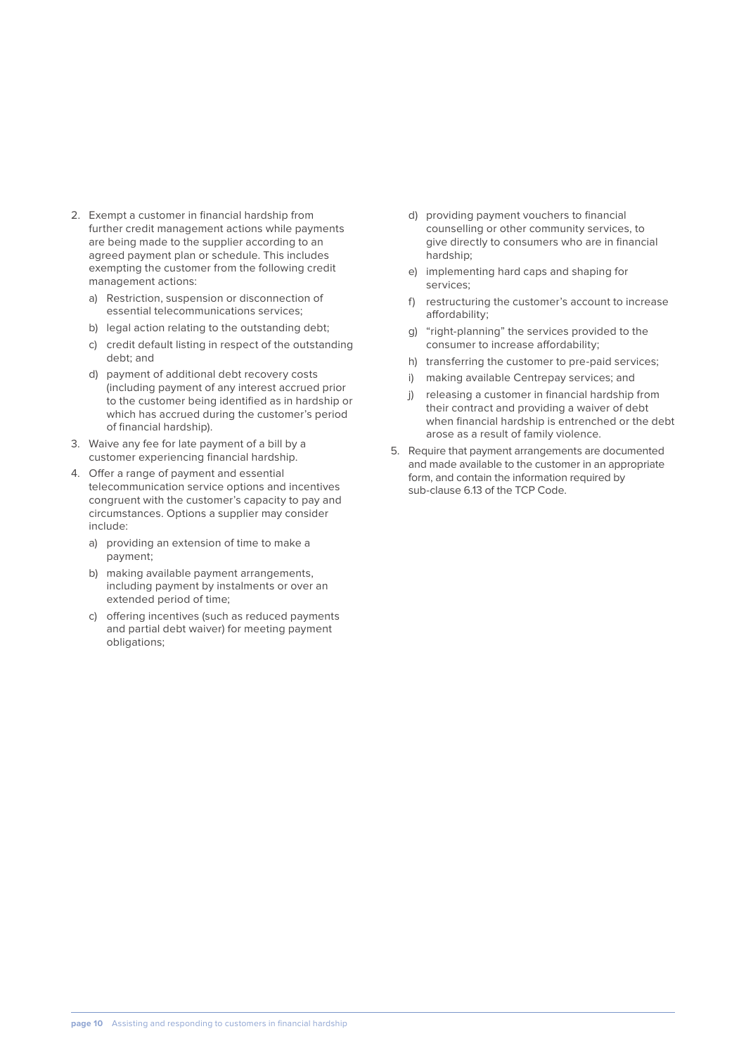2. Exempt a customer in financial hardship from further credit management actions while payments are being made to the supplier according to an agreed payment plan or schedule. This includes exempting the customer from the following credit management actions:
   a) Restriction, suspension or disconnection of essential telecommunications services;
   b) legal action relating to the outstanding debt;
   c) credit default listing in respect of the outstanding debt; and
   d) payment of additional debt recovery costs (including payment of any interest accrued prior to the customer being identified as in hardship or which has accrued during the customer's period of financial hardship).
3. Waive any fee for late payment of a bill by a customer experiencing financial hardship.
4. Offer a range of payment and essential telecommunication service options and incentives congruent with the customer's capacity to pay and circumstances. Options a supplier may consider include:
   a) providing an extension of time to make a payment;
   b) making available payment arrangements, including payment by instalments or over an extended period of time;
   c) offering incentives (such as reduced payments and partial debt waiver) for meeting payment obligations;
   d) providing payment vouchers to financial counselling or other community services, to give directly to consumers who are in financial hardship;
   e) implementing hard caps and shaping for services;
   f) restructuring the customer's account to increase affordability;
   g) "right-planning" the services provided to the consumer to increase affordability;
   h) transferring the customer to pre-paid services;
   i) making available Centrepay services; and
   j) releasing a customer in financial hardship from their contract and providing a waiver of debt when financial hardship is entrenched or the debt arose as a result of family violence.
5. Require that payment arrangements are documented and made available to the customer in an appropriate form, and contain the information required by sub-clause 6.13 of the TCP Code.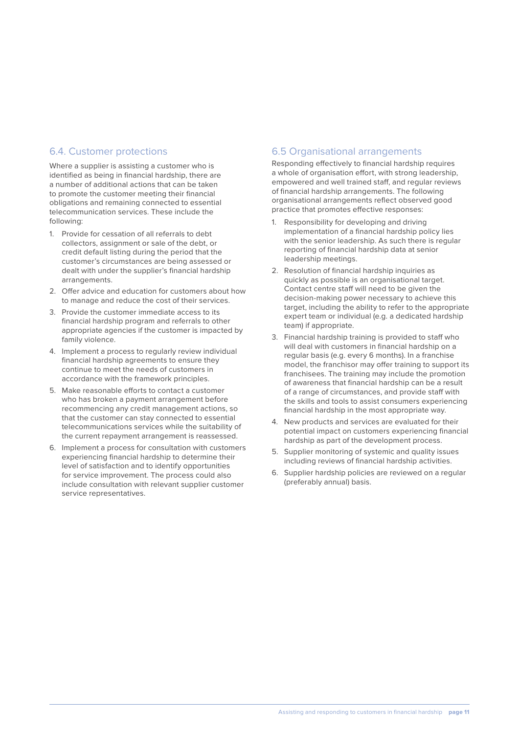## 6.4. Customer protections

Where a supplier is assisting a customer who is identified as being in financial hardship, there are a number of additional actions that can be taken to promote the customer meeting their financial obligations and remaining connected to essential telecommunication services. These include the following:

1. Provide for cessation of all referrals to debt collectors, assignment or sale of the debt, or credit default listing during the period that the customer's circumstances are being assessed or dealt with under the supplier's financial hardship arrangements.
2. Offer advice and education for customers about how to manage and reduce the cost of their services.
3. Provide the customer immediate access to its financial hardship program and referrals to other appropriate agencies if the customer is impacted by family violence.
4. Implement a process to regularly review individual financial hardship agreements to ensure they continue to meet the needs of customers in accordance with the framework principles.
5. Make reasonable efforts to contact a customer who has broken a payment arrangement before recommencing any credit management actions, so that the customer can stay connected to essential telecommunications services while the suitability of the current repayment arrangement is reassessed.
6. Implement a process for consultation with customers experiencing financial hardship to determine their level of satisfaction and to identify opportunities for service improvement. The process could also include consultation with relevant supplier customer service representatives.

## 6.5 Organisational arrangements

Responding effectively to financial hardship requires a whole of organisation effort, with strong leadership, empowered and well trained staff, and regular reviews of financial hardship arrangements. The following organisational arrangements reflect observed good practice that promotes effective responses:

1. Responsibility for developing and driving implementation of a financial hardship policy lies with the senior leadership. As such there is regular reporting of financial hardship data at senior leadership meetings.
2. Resolution of financial hardship inquiries as quickly as possible is an organisational target. Contact centre staff will need to be given the decision-making power necessary to achieve this target, including the ability to refer to the appropriate expert team or individual (e.g. a dedicated hardship team) if appropriate.
3. Financial hardship training is provided to staff who will deal with customers in financial hardship on a regular basis (e.g. every 6 months). In a franchise model, the franchisor may offer training to support its franchisees. The training may include the promotion of awareness that financial hardship can be a result of a range of circumstances, and provide staff with the skills and tools to assist consumers experiencing financial hardship in the most appropriate way.
4. New products and services are evaluated for their potential impact on customers experiencing financial hardship as part of the development process.
5. Supplier monitoring of systemic and quality issues including reviews of financial hardship activities.
6. Supplier hardship policies are reviewed on a regular (preferably annual) basis.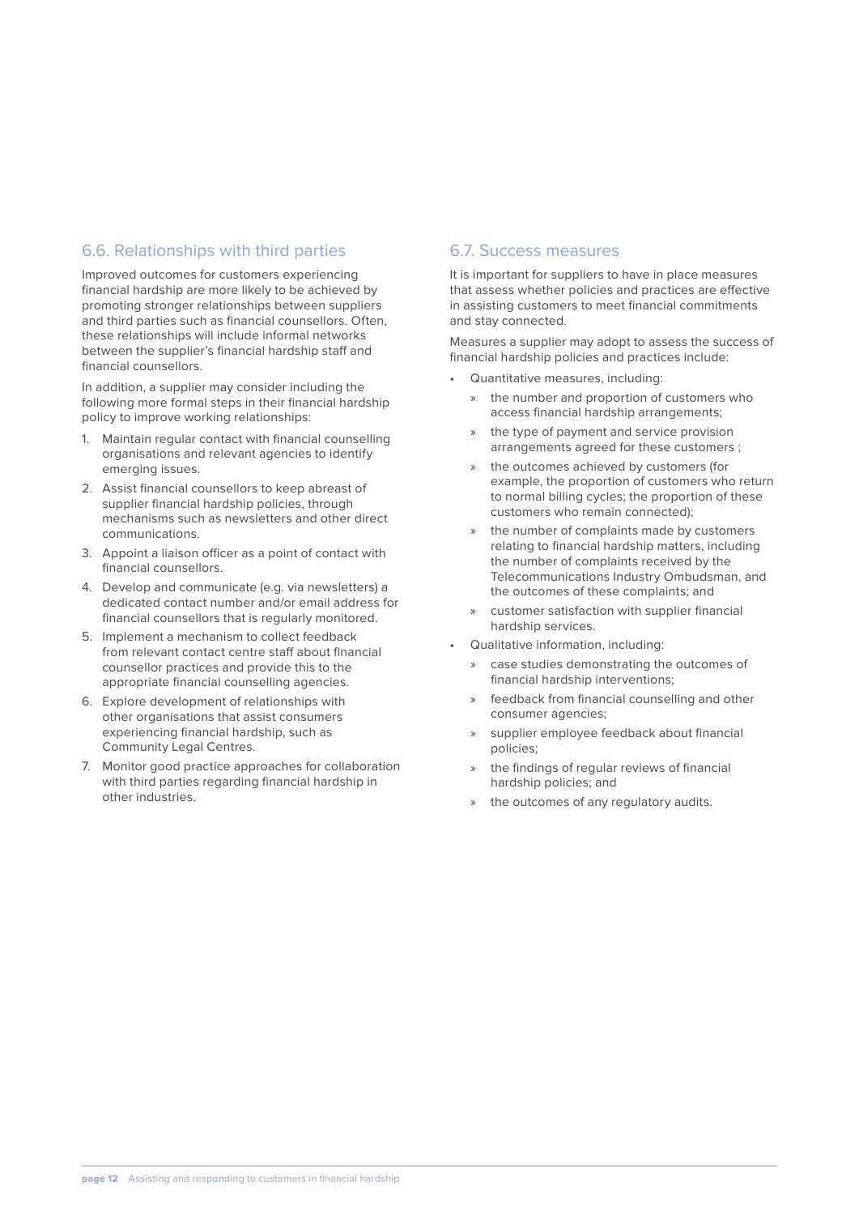## 6.6. Relationships with third parties

Improved outcomes for customers experiencing financial hardship are more likely to be achieved by promoting stronger relationships between suppliers and third parties such as financial counsellors. Often, these relationships will include informal networks between the supplier's financial hardship staff and financial counsellors.

In addition, a supplier may consider including the following more formal steps in their financial hardship policy to improve working relationships:

1. Maintain regular contact with financial counselling organisations and relevant agencies to identify emerging issues.
2. Assist financial counsellors to keep abreast of supplier financial hardship policies, through mechanisms such as newsletters and other direct communications.
3. Appoint a liaison officer as a point of contact with financial counsellors.
4. Develop and communicate (e.g. via newsletters) a dedicated contact number and/or email address for financial counsellors that is regularly monitored.
5. Implement a mechanism to collect feedback from relevant contact centre staff about financial counsellor practices and provide this to the appropriate financial counselling agencies.
6. Explore development of relationships with other organisations that assist consumers experiencing financial hardship, such as Community Legal Centres.
7. Monitor good practice approaches for collaboration with third parties regarding financial hardship in other industries.

## 6.7. Success measures

It is important for suppliers to have in place measures that assess whether policies and practices are effective in assisting customers to meet financial commitments and stay connected.

Measures a supplier may adopt to assess the success of financial hardship policies and practices include:

- Quantitative measures, including:
  - the number and proportion of customers who access financial hardship arrangements;
  - the type of payment and service provision arrangements agreed for these customers ;
  - the outcomes achieved by customers (for example, the proportion of customers who return to normal billing cycles; the proportion of these customers who remain connected);
  - the number of complaints made by customers relating to financial hardship matters, including the number of complaints received by the Telecommunications Industry Ombudsman, and the outcomes of these complaints; and
  - customer satisfaction with supplier financial hardship services.
- Qualitative information, including:
  - case studies demonstrating the outcomes of financial hardship interventions;
  - feedback from financial counselling and other consumer agencies;
  - supplier employee feedback about financial policies;
  - the findings of regular reviews of financial hardship policies; and
  - the outcomes of any regulatory audits.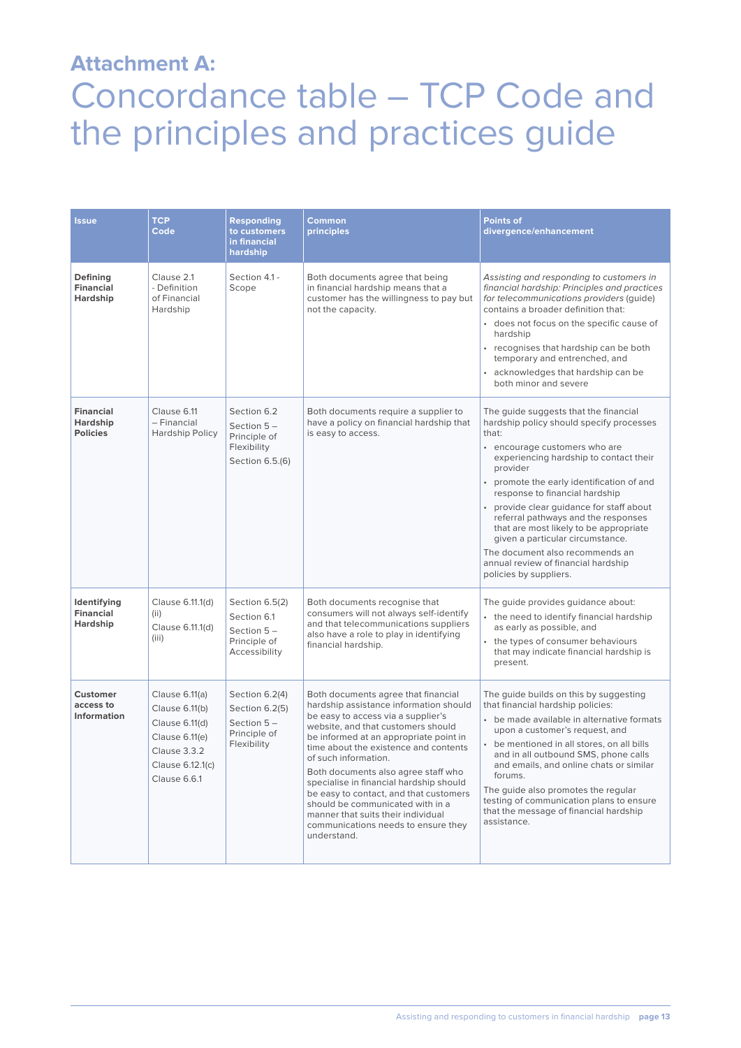## Attachment A:

# Concordance table – TCP Code and the principles and practices guide

| Issue | TCP Code | Responding to customers in financial hardship | Common principles | Points of divergence/enhancement |
|---|---|---|---|---|
| **Defining Financial Hardship** | Clause 2.1 - Definition of Financial Hardship | Section 4.1 - Scope | Both documents agree that being in financial hardship means that a customer has the willingness to pay but not the capacity. | *Assisting and responding to customers in financial hardship: Principles and practices for telecommunications providers* (guide) contains a broader definition that:<br>• does not focus on the specific cause of hardship<br>• recognises that hardship can be both temporary and entrenched, and<br>• acknowledges that hardship can be both minor and severe |
| **Financial Hardship Policies** | Clause 6.11 – Financial Hardship Policy | Section 6.2<br>Section 5 – Principle of Flexibility<br>Section 6.5.(6) | Both documents require a supplier to have a policy on financial hardship that is easy to access. | The guide suggests that the financial hardship policy should specify processes that:<br>• encourage customers who are experiencing hardship to contact their provider<br>• promote the early identification of and response to financial hardship<br>• provide clear guidance for staff about referral pathways and the responses that are most likely to be appropriate given a particular circumstance.<br>The document also recommends an annual review of financial hardship policies by suppliers. |
| **Identifying Financial Hardship** | Clause 6.11.1(d)(ii)<br>Clause 6.11.1(d)(iii) | Section 6.5(2)<br>Section 6.1<br>Section 5 – Principle of Accessibility | Both documents recognise that consumers will not always self-identify and that telecommunications suppliers also have a role to play in identifying financial hardship. | The guide provides guidance about:<br>• the need to identify financial hardship as early as possible, and<br>• the types of consumer behaviours that may indicate financial hardship is present. |
| **Customer access to Information** | Clause 6.11(a)<br>Clause 6.11(b)<br>Clause 6.11(d)<br>Clause 6.11(e)<br>Clause 3.3.2<br>Clause 6.12.1(c)<br>Clause 6.6.1 | Section 6.2(4)<br>Section 6.2(5)<br>Section 5 – Principle of Flexibility | Both documents agree that financial hardship assistance information should be easy to access via a supplier's website, and that customers should be informed at an appropriate point in time about the existence and contents of such information.<br>Both documents also agree staff who specialise in financial hardship should be easy to contact, and that customers should be communicated with in a manner that suits their individual communications needs to ensure they understand. | The guide builds on this by suggesting that financial hardship policies:<br>• be made available in alternative formats upon a customer's request, and<br>• be mentioned in all stores, on all bills and in all outbound SMS, phone calls and emails, and online chats or similar forums.<br>The guide also promotes the regular testing of communication plans to ensure that the message of financial hardship assistance. |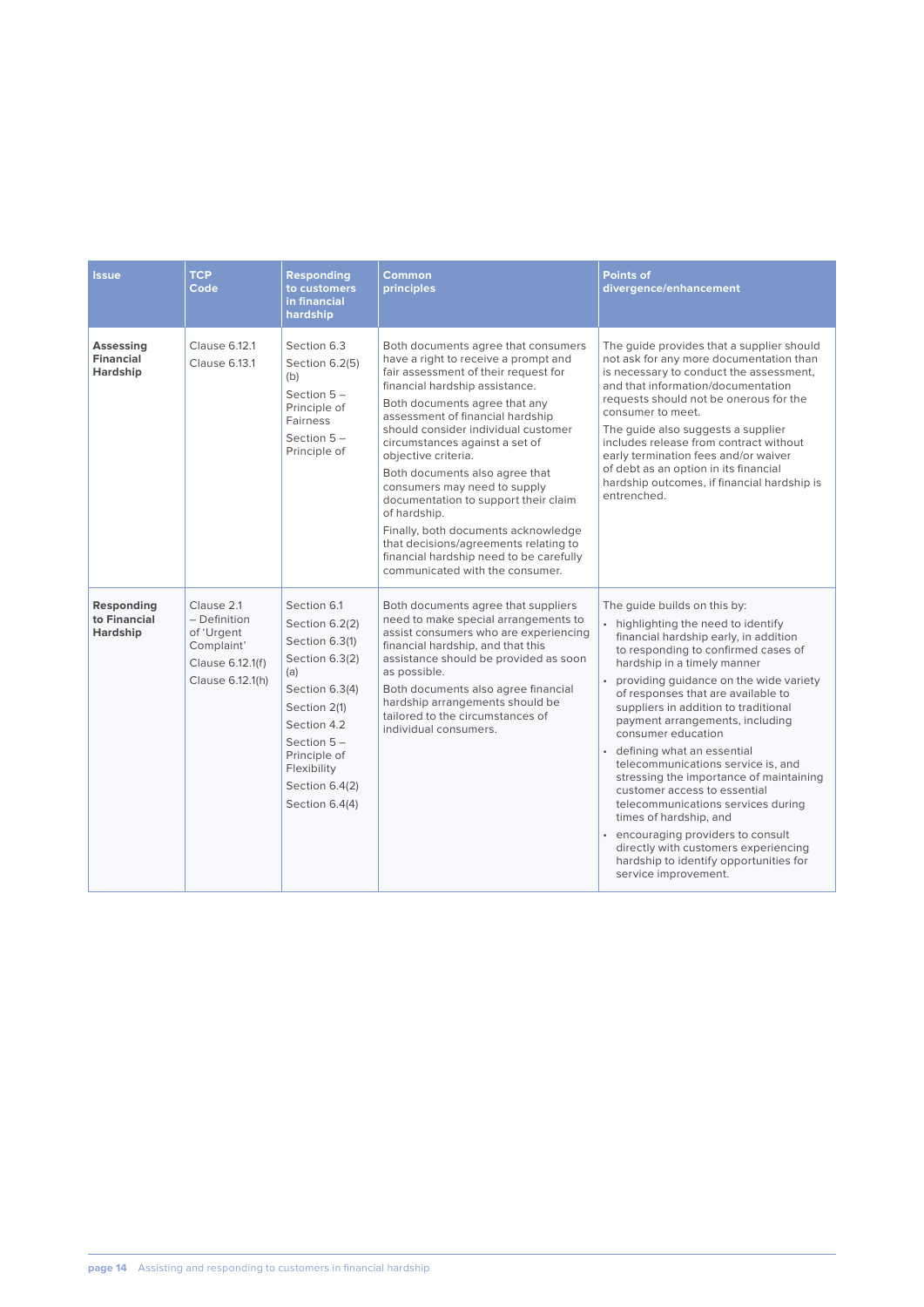| Issue | TCP Code | Responding to customers in financial hardship | Common principles | Points of divergence/enhancement |
|---|---|---|---|---|
| **Assessing Financial Hardship** | Clause 6.12.1<br>Clause 6.13.1 | Section 6.3<br>Section 6.2(5)(b)<br>Section 5 – Principle of Fairness<br>Section 5 – Principle of | Both documents agree that consumers have a right to receive a prompt and fair assessment of their request for financial hardship assistance.<br>Both documents agree that any assessment of financial hardship should consider individual customer circumstances against a set of objective criteria.<br>Both documents also agree that consumers may need to supply documentation to support their claim of hardship.<br>Finally, both documents acknowledge that decisions/agreements relating to financial hardship need to be carefully communicated with the consumer. | The guide provides that a supplier should not ask for any more documentation than is necessary to conduct the assessment, and that information/documentation requests should not be onerous for the consumer to meet.<br>The guide also suggests a supplier includes release from contract without early termination fees and/or waiver of debt as an option in its financial hardship outcomes, if financial hardship is entrenched. |
| **Responding to Financial Hardship** | Clause 2.1 – Definition of 'Urgent Complaint'<br>Clause 6.12.1(f)<br>Clause 6.12.1(h) | Section 6.1<br>Section 6.2(2)<br>Section 6.3(1)<br>Section 6.3(2)(a)<br>Section 6.3(4)<br>Section 2(1)<br>Section 4.2<br>Section 5 – Principle of Flexibility<br>Section 6.4(2)<br>Section 6.4(4) | Both documents agree that suppliers need to make special arrangements to assist consumers who are experiencing financial hardship, and that this assistance should be provided as soon as possible.<br>Both documents also agree financial hardship arrangements should be tailored to the circumstances of individual consumers. | The guide builds on this by:<br>• highlighting the need to identify financial hardship early, in addition to responding to confirmed cases of hardship in a timely manner<br>• providing guidance on the wide variety of responses that are available to suppliers in addition to traditional payment arrangements, including consumer education<br>• defining what an essential telecommunications service is, and stressing the importance of maintaining customer access to essential telecommunications services during times of hardship, and<br>• encouraging providers to consult directly with customers experiencing hardship to identify opportunities for service improvement. |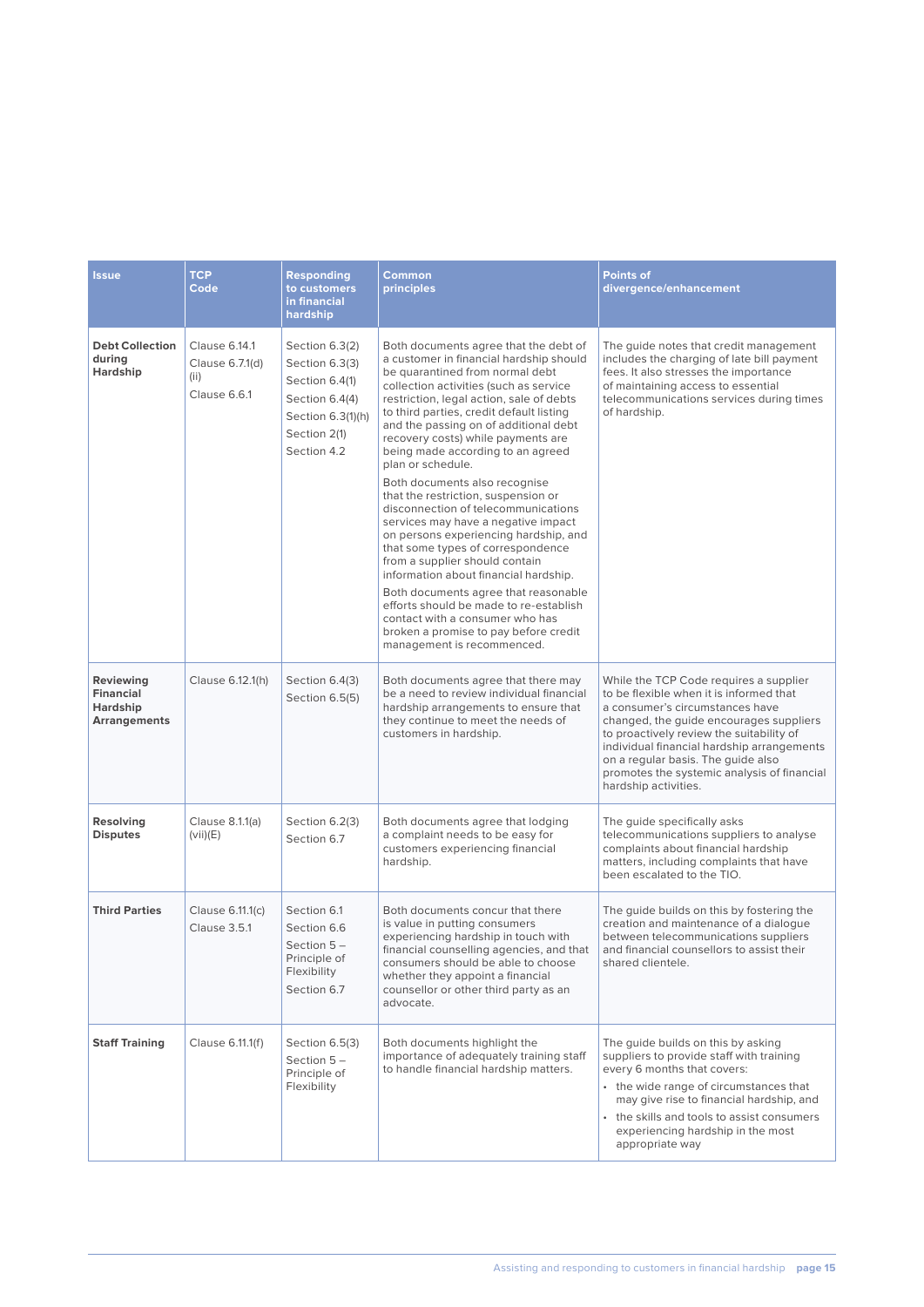| Issue | TCP Code | Responding to customers in financial hardship | Common principles | Points of divergence/enhancement |
|---|---|---|---|---|
| **Debt Collection during Hardship** | Clause 6.14.1<br>Clause 6.7.1(d)(ii)<br>Clause 6.6.1 | Section 6.3(2)<br>Section 6.3(3)<br>Section 6.4(1)<br>Section 6.4(4)<br>Section 6.3(1)(h)<br>Section 2(1)<br>Section 4.2 | Both documents agree that the debt of a customer in financial hardship should be quarantined from normal debt collection activities (such as service restriction, legal action, sale of debts to third parties, credit default listing and the passing on of additional debt recovery costs) while payments are being made according to an agreed plan or schedule.<br>Both documents also recognise that the restriction, suspension or disconnection of telecommunications services may have a negative impact on persons experiencing hardship, and that some types of correspondence from a supplier should contain information about financial hardship.<br>Both documents agree that reasonable efforts should be made to re-establish contact with a consumer who has broken a promise to pay before credit management is recommenced. | The guide notes that credit management includes the charging of late bill payment fees. It also stresses the importance of maintaining access to essential telecommunications services during times of hardship. |
| **Reviewing Financial Hardship Arrangements** | Clause 6.12.1(h) | Section 6.4(3)<br>Section 6.5(5) | Both documents agree that there may be a need to review individual financial hardship arrangements to ensure that they continue to meet the needs of customers in hardship. | While the TCP Code requires a supplier to be flexible when it is informed that a consumer's circumstances have changed, the guide encourages suppliers to proactively review the suitability of individual financial hardship arrangements on a regular basis. The guide also promotes the systemic analysis of financial hardship activities. |
| **Resolving Disputes** | Clause 8.1.1(a)(vii)(E) | Section 6.2(3)<br>Section 6.7 | Both documents agree that lodging a complaint needs to be easy for customers experiencing financial hardship. | The guide specifically asks telecommunications suppliers to analyse complaints about financial hardship matters, including complaints that have been escalated to the TIO. |
| **Third Parties** | Clause 6.11.1(c)<br>Clause 3.5.1 | Section 6.1<br>Section 6.6<br>Section 5 – Principle of Flexibility<br>Section 6.7 | Both documents concur that there is value in putting consumers experiencing hardship in touch with financial counselling agencies, and that consumers should be able to choose whether they appoint a financial counsellor or other third party as an advocate. | The guide builds on this by fostering the creation and maintenance of a dialogue between telecommunications suppliers and financial counsellors to assist their shared clientele. |
| **Staff Training** | Clause 6.11.1(f) | Section 6.5(3)<br>Section 5 – Principle of Flexibility | Both documents highlight the importance of adequately training staff to handle financial hardship matters. | The guide builds on this by asking suppliers to provide staff with training every 6 months that covers:<br>• the wide range of circumstances that may give rise to financial hardship, and<br>• the skills and tools to assist consumers experiencing hardship in the most appropriate way |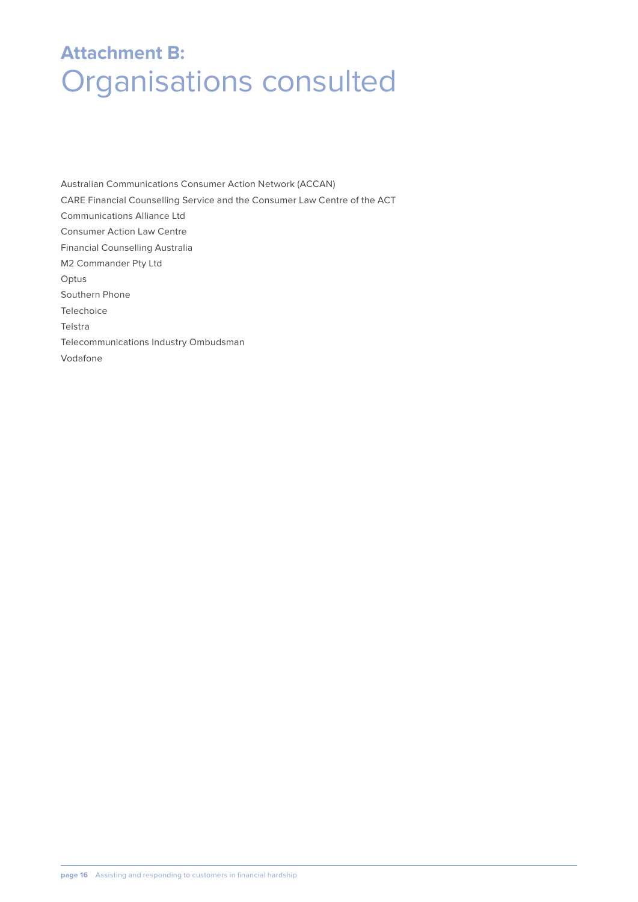# Attachment B: Organisations consulted

Australian Communications Consumer Action Network (ACCAN)

CARE Financial Counselling Service and the Consumer Law Centre of the ACT

Communications Alliance Ltd

Consumer Action Law Centre

Financial Counselling Australia

M2 Commander Pty Ltd

Optus

Southern Phone

Telechoice

Telstra

Telecommunications Industry Ombudsman

Vodafone